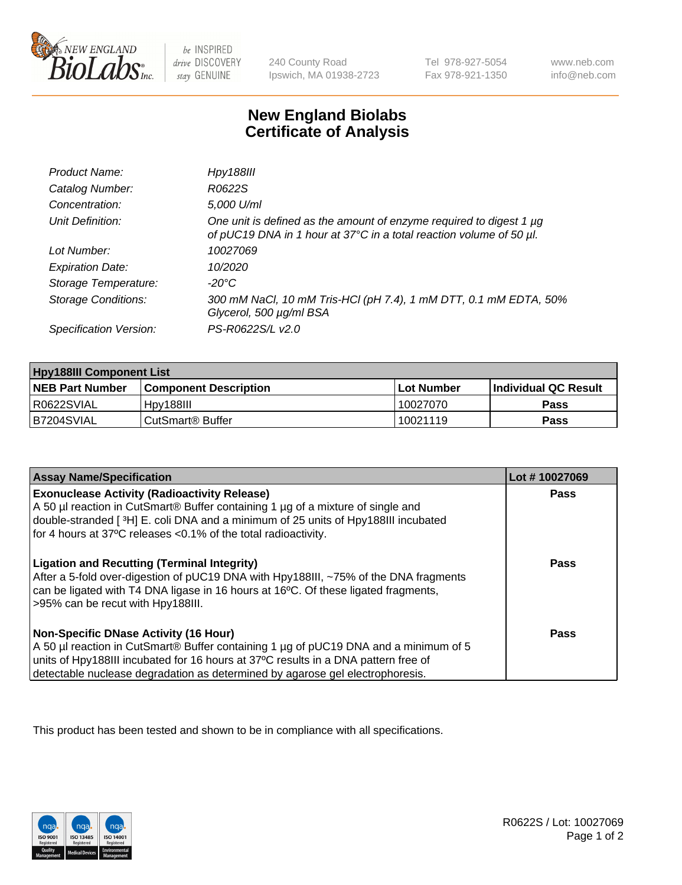# New England Biolabs
# Certificate of Analysis

| | |
|---|---|
| *Product Name:* | *Hpy188III* |
| *Catalog Number:* | *R0622S* |
| *Concentration:* | *5,000 U/ml* |
| *Unit Definition:* | *One unit is defined as the amount of enzyme required to digest 1 µg of pUC19 DNA in 1 hour at 37°C in a total reaction volume of 50 µl.* |
| *Lot Number:* | *10027069* |
| *Expiration Date:* | *10/2020* |
| *Storage Temperature:* | *-20°C* |
| *Storage Conditions:* | *300 mM NaCl, 10 mM Tris-HCl (pH 7.4), 1 mM DTT, 0.1 mM EDTA, 50% Glycerol, 500 µg/ml BSA* |
| *Specification Version:* | *PS-R0622S/L v2.0* |

| Hpy188III Component List | | | |
|---|---|---|---|
| **NEB Part Number** | **Component Description** | **Lot Number** | **Individual QC Result** |
| R0622SVIAL | Hpy188III | 10027070 | **Pass** |
| B7204SVIAL | CutSmart® Buffer | 10021119 | **Pass** |

| Assay Name/Specification | Lot # 10027069 |
|---|---|
| **Exonuclease Activity (Radioactivity Release)**<br>A 50 µl reaction in CutSmart® Buffer containing 1 µg of a mixture of single and double-stranded [ $^3$H] E. coli DNA and a minimum of 25 units of Hpy188III incubated for 4 hours at 37ºC releases <0.1% of the total radioactivity. | **Pass** |
| **Ligation and Recutting (Terminal Integrity)**<br>After a 5-fold over-digestion of pUC19 DNA with Hpy188III, ~75% of the DNA fragments can be ligated with T4 DNA ligase in 16 hours at 16ºC. Of these ligated fragments, >95% can be recut with Hpy188III. | **Pass** |
| **Non-Specific DNase Activity (16 Hour)**<br>A 50 µl reaction in CutSmart® Buffer containing 1 µg of pUC19 DNA and a minimum of 5 units of Hpy188III incubated for 16 hours at 37ºC results in a DNA pattern free of detectable nuclease degradation as determined by agarose gel electrophoresis. | **Pass** |

This product has been tested and shown to be in compliance with all specifications.

R0622S / Lot: 10027069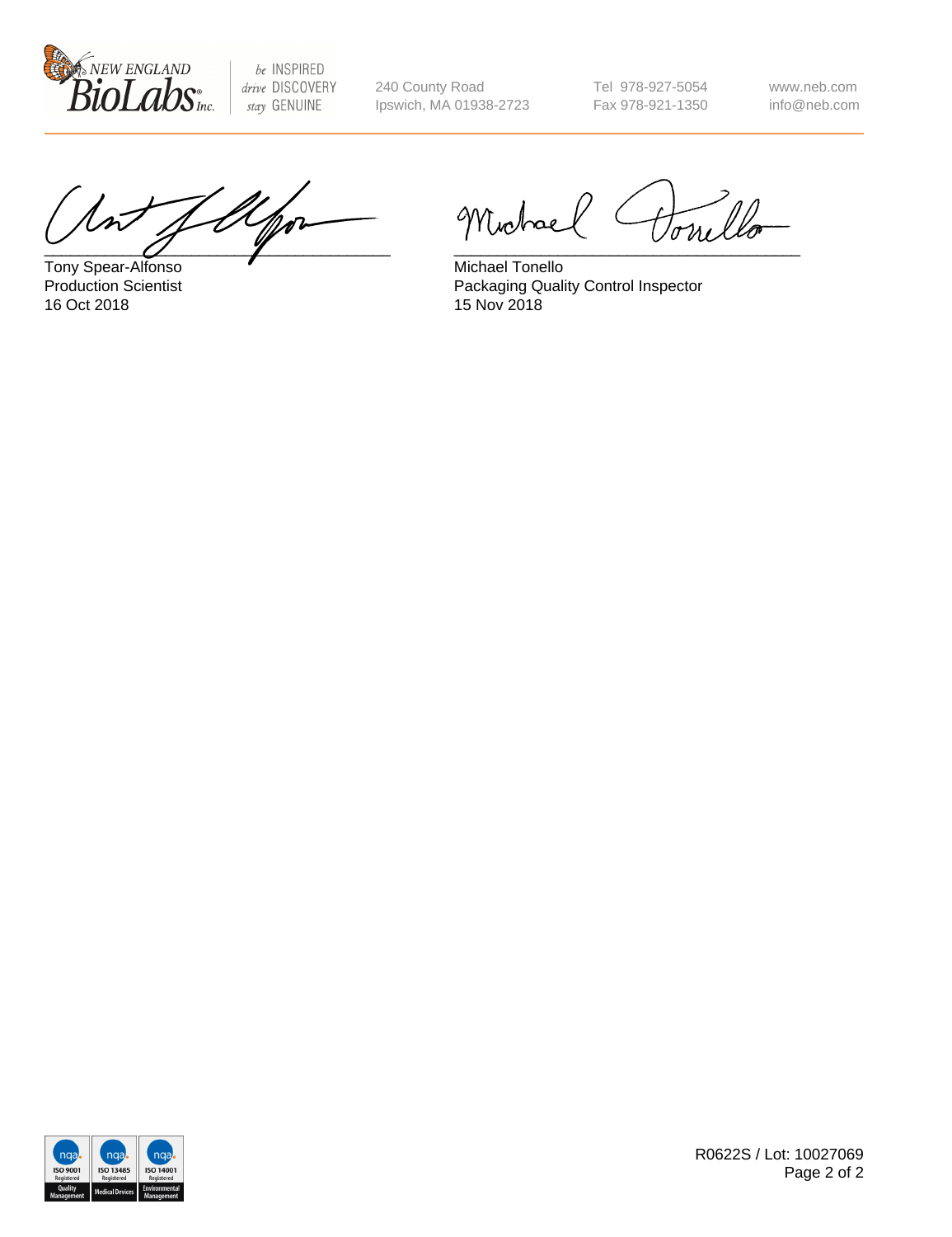NEW ENGLAND BioLabs Inc.

be INSPIRED
drive DISCOVERY
stay GENUINE

240 County Road
Ipswich, MA 01938-2723

Tel 978-927-5054
Fax 978-921-1350

www.neb.com
info@neb.com

Tony Spear-Alfonso
Production Scientist
16 Oct 2018

Michael Tonello
Packaging Quality Control Inspector
15 Nov 2018

R0622S / Lot: 10027069